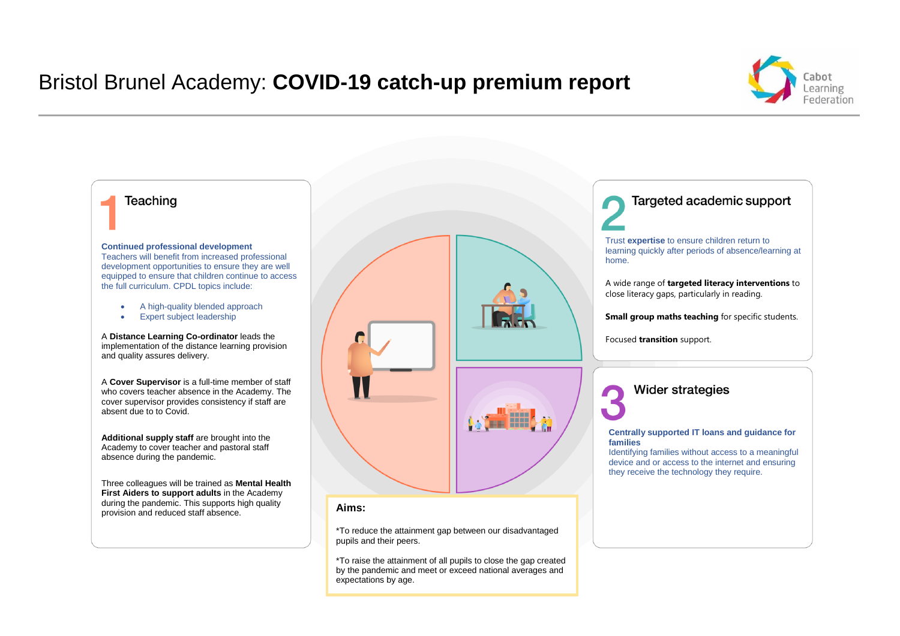# Bristol Brunel Academy: **COVID-19 catch-up premium report**

## 1 Teaching

**Continued professional development**
Teachers will benefit from increased professional development opportunities to ensure they are well equipped to ensure that children continue to access the full curriculum. CPDL topics include:

- A high-quality blended approach
- Expert subject leadership

A **Distance Learning Co-ordinator** leads the implementation of the distance learning provision and quality assures delivery.

A **Cover Supervisor** is a full-time member of staff who covers teacher absence in the Academy. The cover supervisor provides consistency if staff are absent due to to Covid.

**Additional supply staff** are brought into the Academy to cover teacher and pastoral staff absence during the pandemic.

Three colleagues will be trained as **Mental Health First Aiders to support adults** in the Academy during the pandemic. This supports high quality provision and reduced staff absence.

## 2 Targeted academic support

Trust **expertise** to ensure children return to learning quickly after periods of absence/learning at home.

A wide range of **targeted literacy interventions** to close literacy gaps, particularly in reading.

**Small group maths teaching** for specific students.

Focused **transition** support.

## 3 Wider strategies

**Centrally supported IT loans and guidance for families**
Identifying families without access to a meaningful device and or access to the internet and ensuring they receive the technology they require.

**Aims:**

*To reduce the attainment gap between our disadvantaged pupils and their peers.

*To raise the attainment of all pupils to close the gap created by the pandemic and meet or exceed national averages and expectations by age.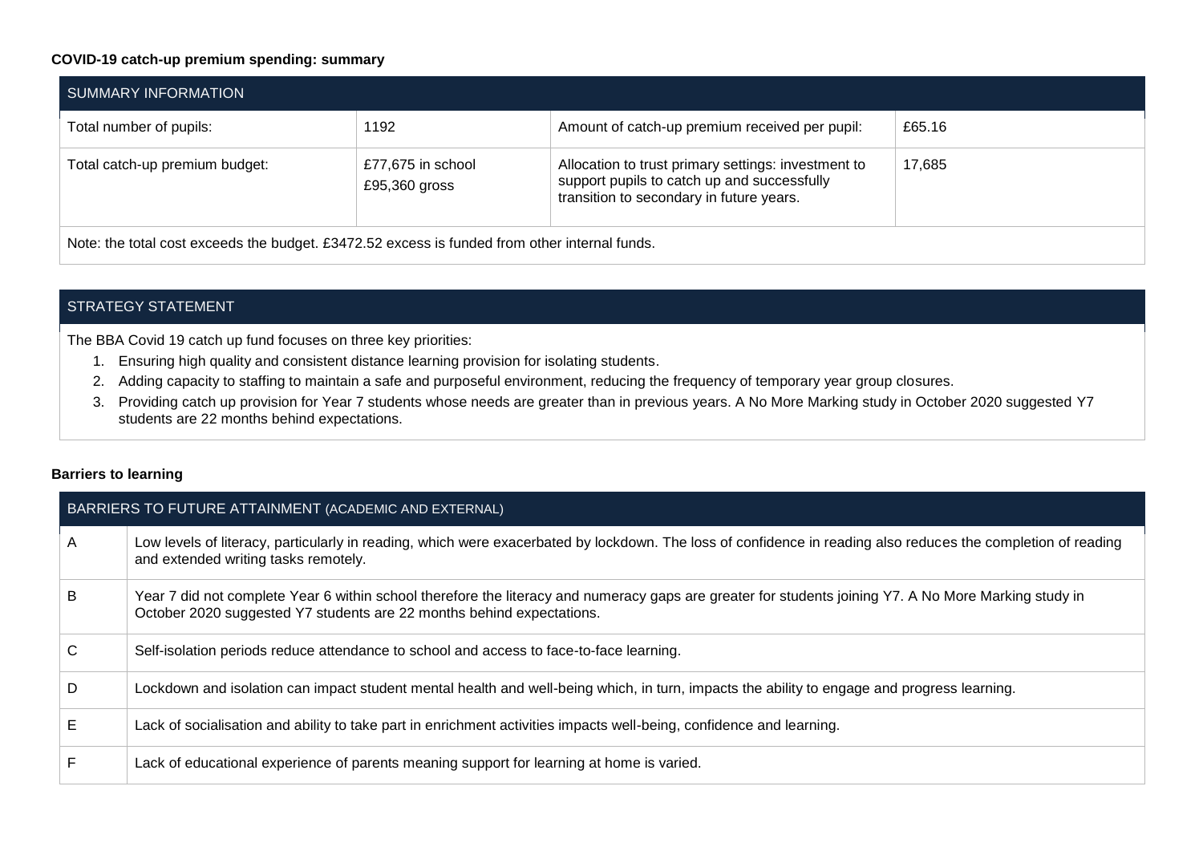**COVID-19 catch-up premium spending: summary**

| SUMMARY INFORMATION | | | |
|---|---|---|---|
| Total number of pupils: | 1192 | Amount of catch-up premium received per pupil: | £65.16 |
| Total catch-up premium budget: | £77,675 in school<br>£95,360 gross | Allocation to trust primary settings: investment to support pupils to catch up and successfully transition to secondary in future years. | 17,685 |
| Note: the total cost exceeds the budget. £3472.52 excess is funded from other internal funds. | | | |

| STRATEGY STATEMENT |
|---|
| The BBA Covid 19 catch up fund focuses on three key priorities:<br>1. Ensuring high quality and consistent distance learning provision for isolating students.<br>2. Adding capacity to staffing to maintain a safe and purposeful environment, reducing the frequency of temporary year group closures.<br>3. Providing catch up provision for Year 7 students whose needs are greater than in previous years. A No More Marking study in October 2020 suggested Y7 students are 22 months behind expectations. |

**Barriers to learning**

| BARRIERS TO FUTURE ATTAINMENT (ACADEMIC AND EXTERNAL) | |
|---|---|
| A | Low levels of literacy, particularly in reading, which were exacerbated by lockdown. The loss of confidence in reading also reduces the completion of reading and extended writing tasks remotely. |
| B | Year 7 did not complete Year 6 within school therefore the literacy and numeracy gaps are greater for students joining Y7. A No More Marking study in October 2020 suggested Y7 students are 22 months behind expectations. |
| C | Self-isolation periods reduce attendance to school and access to face-to-face learning. |
| D | Lockdown and isolation can impact student mental health and well-being which, in turn, impacts the ability to engage and progress learning. |
| E | Lack of socialisation and ability to take part in enrichment activities impacts well-being, confidence and learning. |
| F | Lack of educational experience of parents meaning support for learning at home is varied. |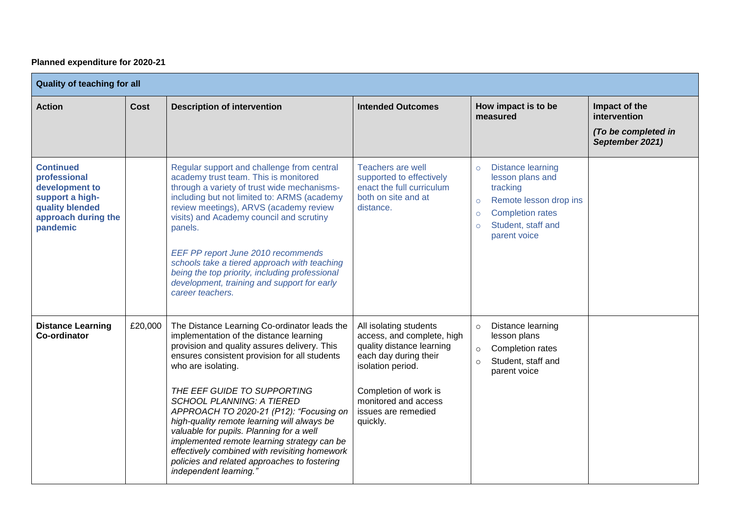**Planned expenditure for 2020-21**

| Quality of teaching for all | | | | | |
|---|---|---|---|---|---|
| **Action** | **Cost** | **Description of intervention** | **Intended Outcomes** | **How impact is to be measured** | **Impact of the intervention** *(To be completed in September 2021)* |
| **Continued professional development to support a high-quality blended approach during the pandemic** | | Regular support and challenge from central academy trust team. This is monitored through a variety of trust wide mechanisms- including but not limited to: ARMS (academy review meetings), ARVS (academy review visits) and Academy council and scrutiny panels.<br><br>*EEF PP report June 2010 recommends schools take a tiered approach with teaching being the top priority, including professional development, training and support for early career teachers.* | Teachers are well supported to effectively enact the full curriculum both on site and at distance. | ○ Distance learning lesson plans and tracking<br>○ Remote lesson drop ins<br>○ Completion rates<br>○ Student, staff and parent voice | |
| **Distance Learning Co-ordinator** | £20,000 | The Distance Learning Co-ordinator leads the implementation of the distance learning provision and quality assures delivery. This ensures consistent provision for all students who are isolating.<br><br>*THE EEF GUIDE TO SUPPORTING SCHOOL PLANNING: A TIERED APPROACH TO 2020-21 (P12): "Focusing on high-quality remote learning will always be valuable for pupils. Planning for a well implemented remote learning strategy can be effectively combined with revisiting homework policies and related approaches to fostering independent learning."* | All isolating students access, and complete, high quality distance learning each day during their isolation period.<br><br>Completion of work is monitored and access issues are remedied quickly. | ○ Distance learning lesson plans<br>○ Completion rates<br>○ Student, staff and parent voice | |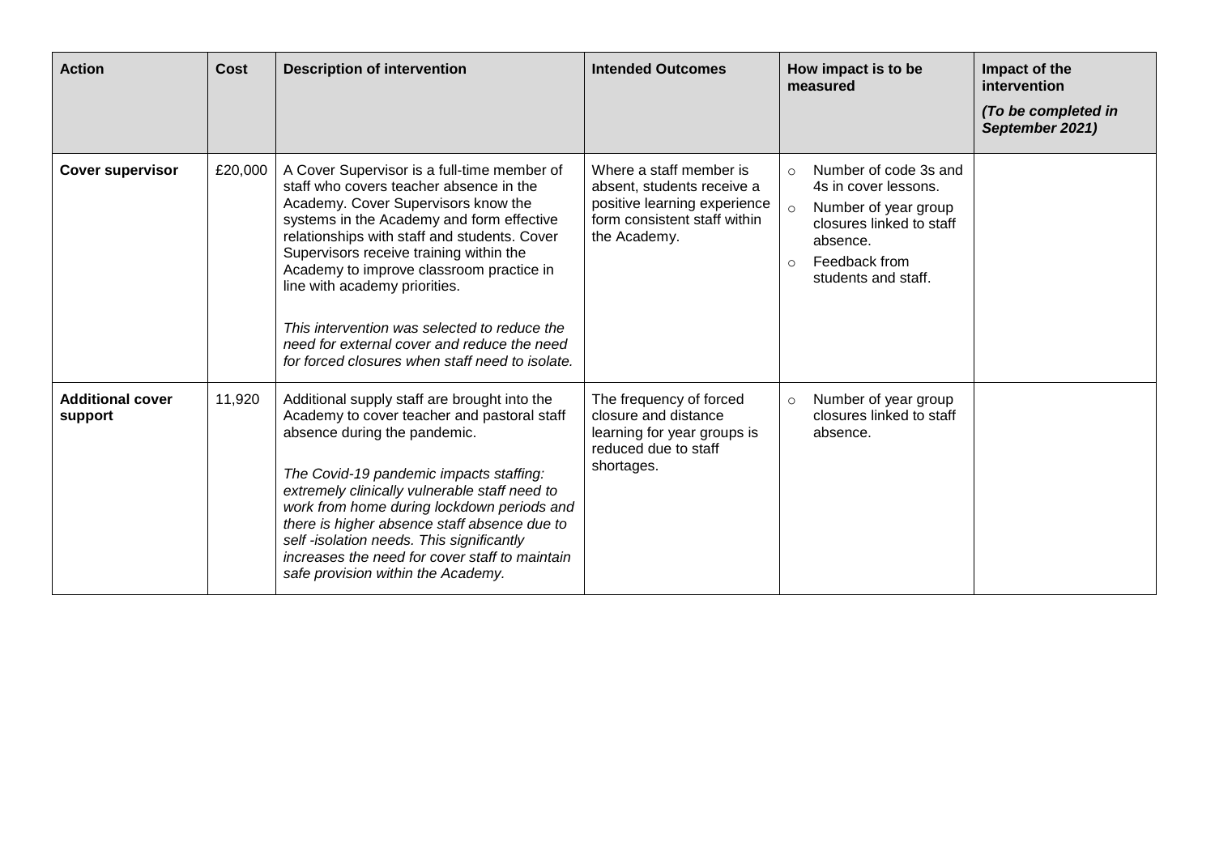| **Action** | **Cost** | **Description of intervention** | **Intended Outcomes** | **How impact is to be measured** | **Impact of the intervention** *(To be completed in September 2021)* |
|---|---|---|---|---|---|
| **Cover supervisor** | £20,000 | A Cover Supervisor is a full-time member of staff who covers teacher absence in the Academy. Cover Supervisors know the systems in the Academy and form effective relationships with staff and students. Cover Supervisors receive training within the Academy to improve classroom practice in line with academy priorities. *This intervention was selected to reduce the need for external cover and reduce the need for forced closures when staff need to isolate.* | Where a staff member is absent, students receive a positive learning experience form consistent staff within the Academy. | ○ Number of code 3s and 4s in cover lessons. ○ Number of year group closures linked to staff absence. ○ Feedback from students and staff. | |
| **Additional cover support** | 11,920 | Additional supply staff are brought into the Academy to cover teacher and pastoral staff absence during the pandemic. *The Covid-19 pandemic impacts staffing: extremely clinically vulnerable staff need to work from home during lockdown periods and there is higher absence staff absence due to self -isolation needs. This significantly increases the need for cover staff to maintain safe provision within the Academy.* | The frequency of forced closure and distance learning for year groups is reduced due to staff shortages. | ○ Number of year group closures linked to staff absence. | |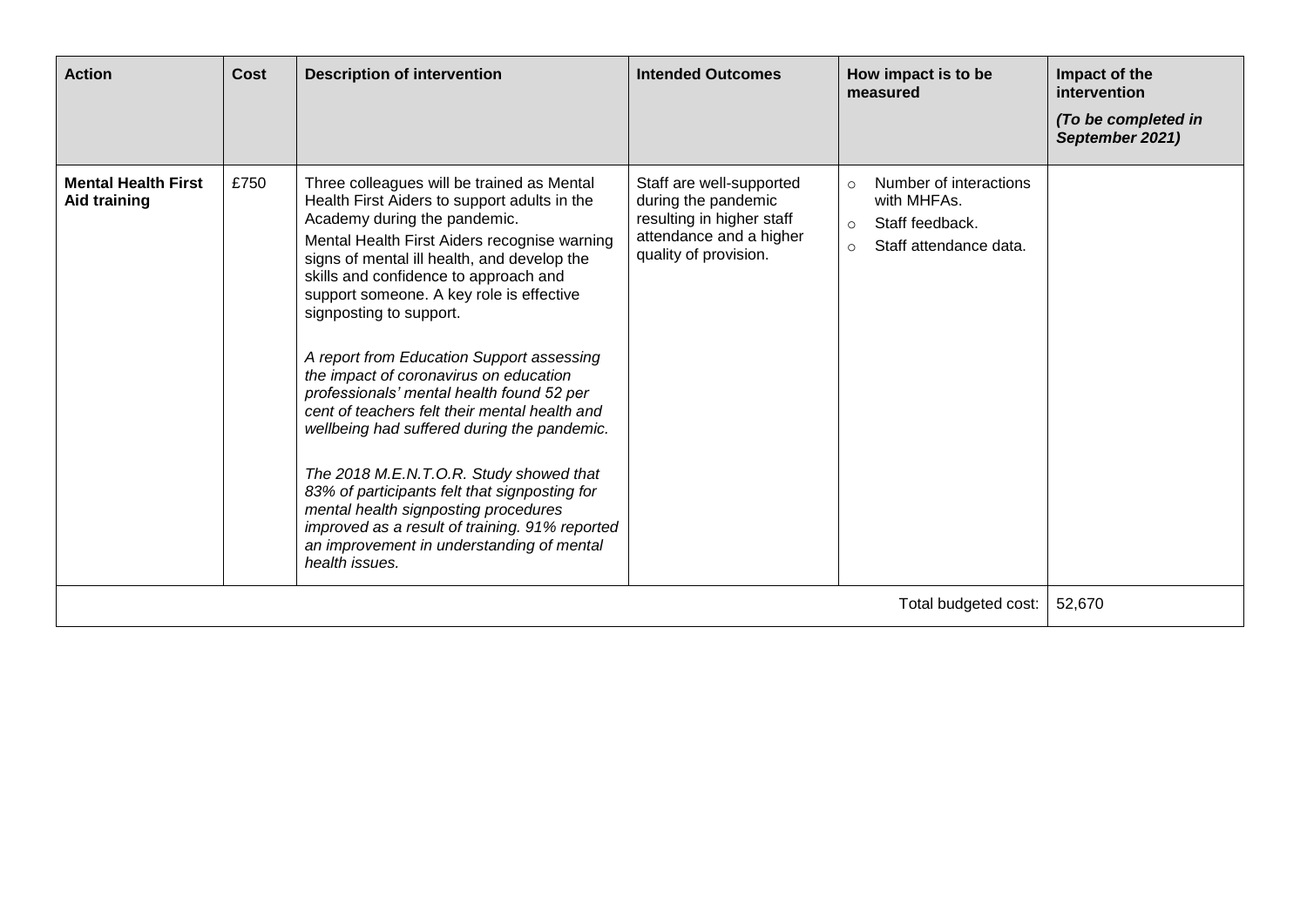| Action | Cost | Description of intervention | Intended Outcomes | How impact is to be measured | Impact of the intervention *(To be completed in September 2021)* |
|---|---|---|---|---|---|
| **Mental Health First Aid training** | £750 | Three colleagues will be trained as Mental Health First Aiders to support adults in the Academy during the pandemic.<br>Mental Health First Aiders recognise warning signs of mental ill health, and develop the skills and confidence to approach and support someone. A key role is effective signposting to support.<br><br>*A report from Education Support assessing the impact of coronavirus on education professionals' mental health found 52 per cent of teachers felt their mental health and wellbeing had suffered during the pandemic.*<br><br>*The 2018 M.E.N.T.O.R. Study showed that 83% of participants felt that signposting for mental health signposting procedures improved as a result of training. 91% reported an improvement in understanding of mental health issues.* | Staff are well-supported during the pandemic resulting in higher staff attendance and a higher quality of provision. | ○ Number of interactions with MHFAs.<br>○ Staff feedback.<br>○ Staff attendance data. | |
| | | | | Total budgeted cost: | 52,670 |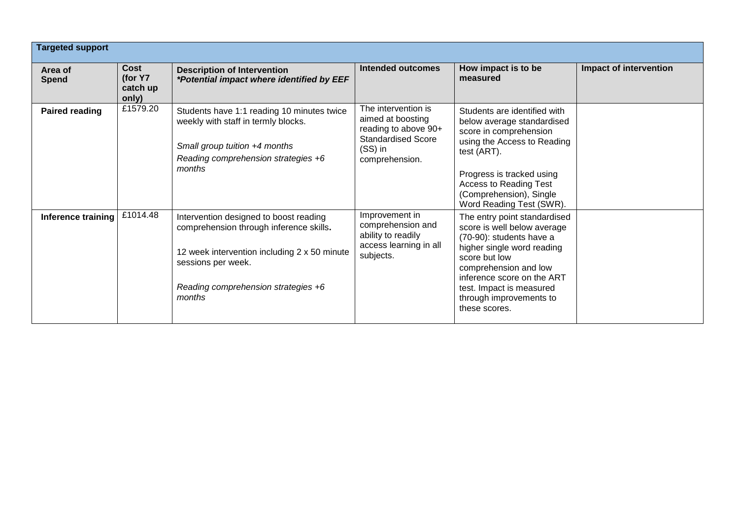| **Targeted support** | | | | | |
|---|---|---|---|---|---|
| **Area of Spend** | **Cost (for Y7 catch up only)** | **Description of Intervention** ***\*Potential impact where identified by EEF*** | **Intended outcomes** | **How impact is to be measured** | **Impact of intervention** |
| **Paired reading** | £1579.20 | Students have 1:1 reading 10 minutes twice weekly with staff in termly blocks.<br><br>*Small group tuition +4 months*<br>*Reading comprehension strategies +6 months* | The intervention is aimed at boosting reading to above 90+ Standardised Score (SS) in comprehension. | Students are identified with below average standardised score in comprehension using the Access to Reading test (ART).<br><br>Progress is tracked using Access to Reading Test (Comprehension), Single Word Reading Test (SWR). | |
| **Inference training** | £1014.48 | Intervention designed to boost reading comprehension through inference skills**.**<br><br>12 week intervention including 2 x 50 minute sessions per week.<br><br>*Reading comprehension strategies +6 months* | Improvement in comprehension and ability to readily access learning in all subjects. | The entry point standardised score is well below average (70-90): students have a higher single word reading score but low comprehension and low inference score on the ART test. Impact is measured through improvements to these scores. | |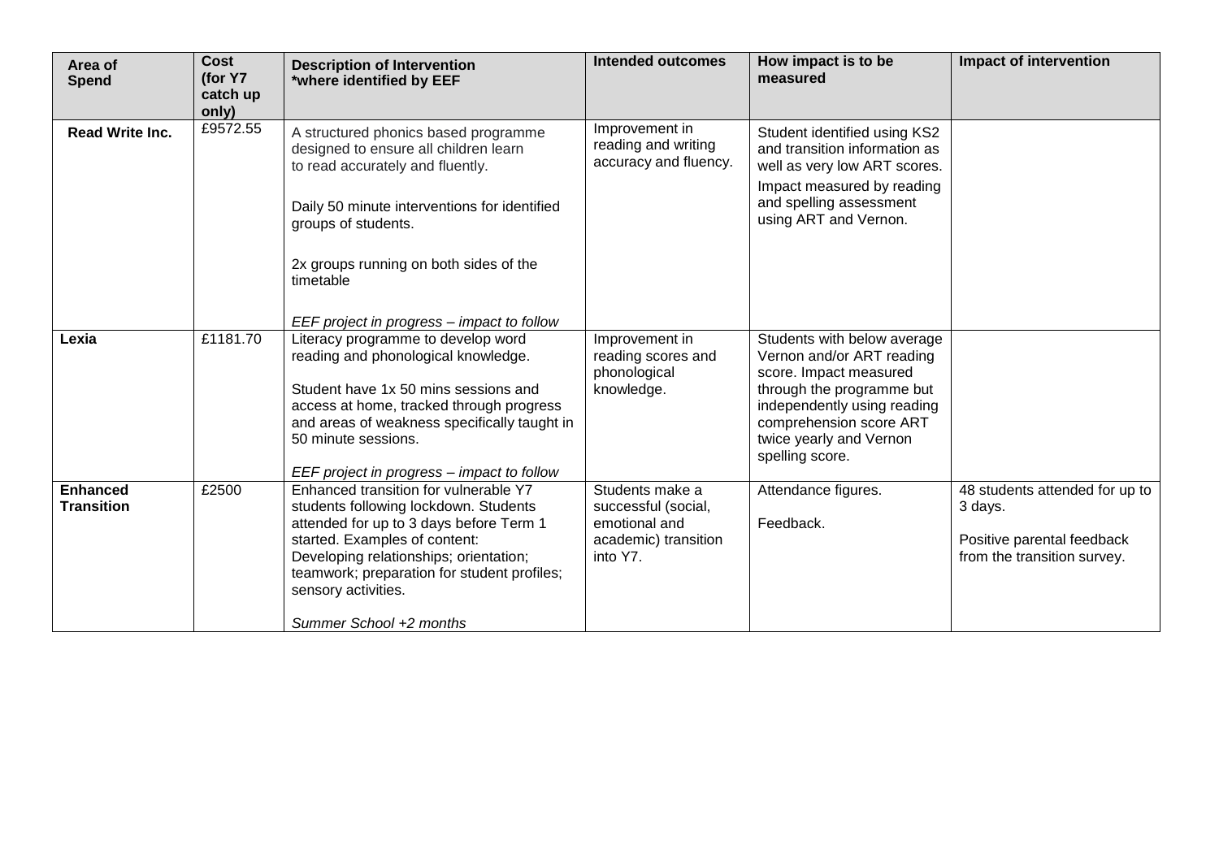| Area of Spend | Cost (for Y7 catch up only) | Description of Intervention *where identified by EEF | Intended outcomes | How impact is to be measured | Impact of intervention |
|---|---|---|---|---|---|
| **Read Write Inc.** | £9572.55 | A structured phonics based programme designed to ensure all children learn to read accurately and fluently.<br><br>Daily 50 minute interventions for identified groups of students.<br><br>2x groups running on both sides of the timetable<br><br>*EEF project in progress – impact to follow* | Improvement in reading and writing accuracy and fluency. | Student identified using KS2 and transition information as well as very low ART scores.<br><br>Impact measured by reading and spelling assessment using ART and Vernon. | |
| **Lexia** | £1181.70 | Literacy programme to develop word reading and phonological knowledge.<br><br>Student have 1x 50 mins sessions and access at home, tracked through progress and areas of weakness specifically taught in 50 minute sessions.<br><br>*EEF project in progress – impact to follow* | Improvement in reading scores and phonological knowledge. | Students with below average Vernon and/or ART reading score. Impact measured through the programme but independently using reading comprehension score ART twice yearly and Vernon spelling score. | |
| **Enhanced Transition** | £2500 | Enhanced transition for vulnerable Y7 students following lockdown. Students attended for up to 3 days before Term 1 started. Examples of content: Developing relationships; orientation; teamwork; preparation for student profiles; sensory activities.<br><br>*Summer School +2 months* | Students make a successful (social, emotional and academic) transition into Y7. | Attendance figures.<br><br>Feedback. | 48 students attended for up to 3 days.<br><br>Positive parental feedback from the transition survey. |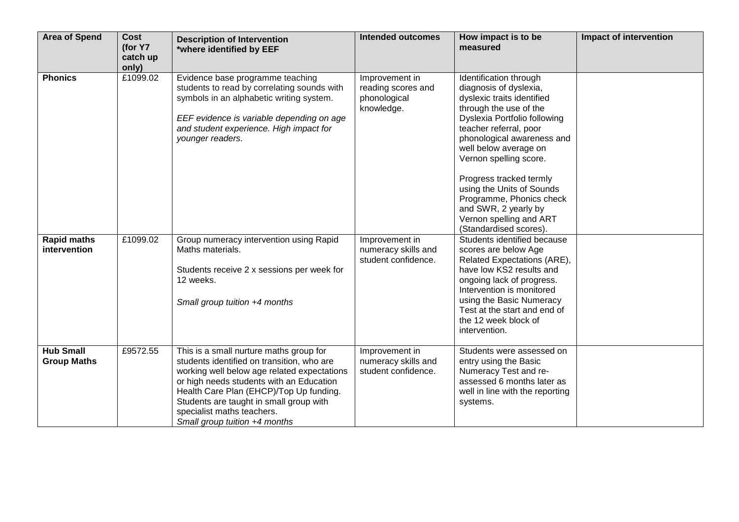| **Area of Spend** | **Cost (for Y7 catch up only)** | **Description of Intervention *where identified by EEF** | **Intended outcomes** | **How impact is to be measured** | **Impact of intervention** |
|---|---|---|---|---|---|
| **Phonics** | £1099.02 | Evidence base programme teaching students to read by correlating sounds with symbols in an alphabetic writing system.<br><br>*EEF evidence is variable depending on age and student experience. High impact for younger readers.* | Improvement in reading scores and phonological knowledge. | Identification through diagnosis of dyslexia, dyslexic traits identified through the use of the Dyslexia Portfolio following teacher referral, poor phonological awareness and well below average on Vernon spelling score.<br><br>Progress tracked termly using the Units of Sounds Programme, Phonics check and SWR, 2 yearly by Vernon spelling and ART (Standardised scores). | |
| **Rapid maths intervention** | £1099.02 | Group numeracy intervention using Rapid Maths materials.<br><br>Students receive 2 x sessions per week for 12 weeks.<br><br>*Small group tuition +4 months* | Improvement in numeracy skills and student confidence. | Students identified because scores are below Age Related Expectations (ARE), have low KS2 results and ongoing lack of progress. Intervention is monitored using the Basic Numeracy Test at the start and end of the 12 week block of intervention. | |
| **Hub Small Group Maths** | £9572.55 | This is a small nurture maths group for students identified on transition, who are working well below age related expectations or high needs students with an Education Health Care Plan (EHCP)/Top Up funding. Students are taught in small group with specialist maths teachers.<br>*Small group tuition +4 months* | Improvement in numeracy skills and student confidence. | Students were assessed on entry using the Basic Numeracy Test and re-assessed 6 months later as well in line with the reporting systems. | |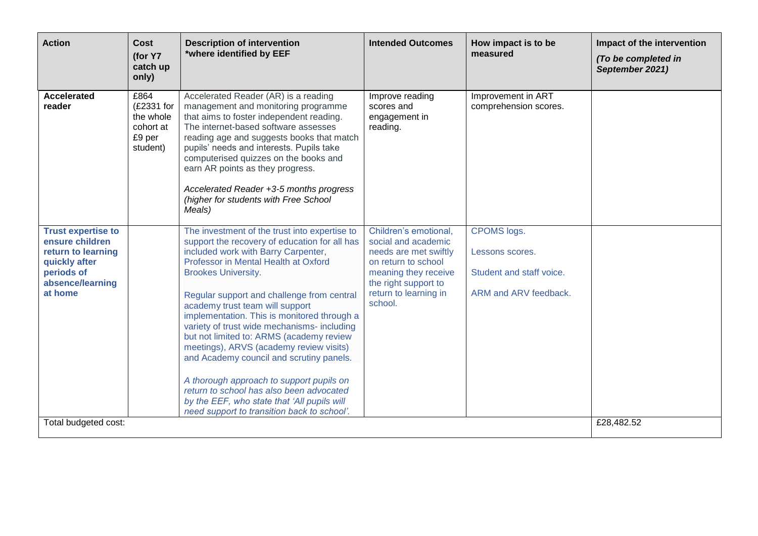| Action | Cost (for Y7 catch up only) | Description of intervention *where identified by EEF | Intended Outcomes | How impact is to be measured | Impact of the intervention *(To be completed in September 2021)* |
|---|---|---|---|---|---|
| **Accelerated reader** | £864 (£2331 for the whole cohort at £9 per student) | Accelerated Reader (AR) is a reading management and monitoring programme that aims to foster independent reading. The internet-based software assesses reading age and suggests books that match pupils' needs and interests. Pupils take computerised quizzes on the books and earn AR points as they progress.<br><br>*Accelerated Reader +3-5 months progress (higher for students with Free School Meals)* | Improve reading scores and engagement in reading. | Improvement in ART comprehension scores. | |
| **Trust expertise to ensure children return to learning quickly after periods of absence/learning at home** | | The investment of the trust into expertise to support the recovery of education for all has included work with Barry Carpenter, Professor in Mental Health at Oxford Brookes University.<br><br>Regular support and challenge from central academy trust team will support implementation. This is monitored through a variety of trust wide mechanisms- including but not limited to: ARMS (academy review meetings), ARVS (academy review visits) and Academy council and scrutiny panels.<br><br>*A thorough approach to support pupils on return to school has also been advocated by the EEF, who state that 'All pupils will need support to transition back to school'.* | Children's emotional, social and academic needs are met swiftly on return to school meaning they receive the right support to return to learning in school. | CPOMS logs.<br><br>Lessons scores.<br><br>Student and staff voice.<br><br>ARM and ARV feedback. | |
| Total budgeted cost: | | | | | £28,482.52 |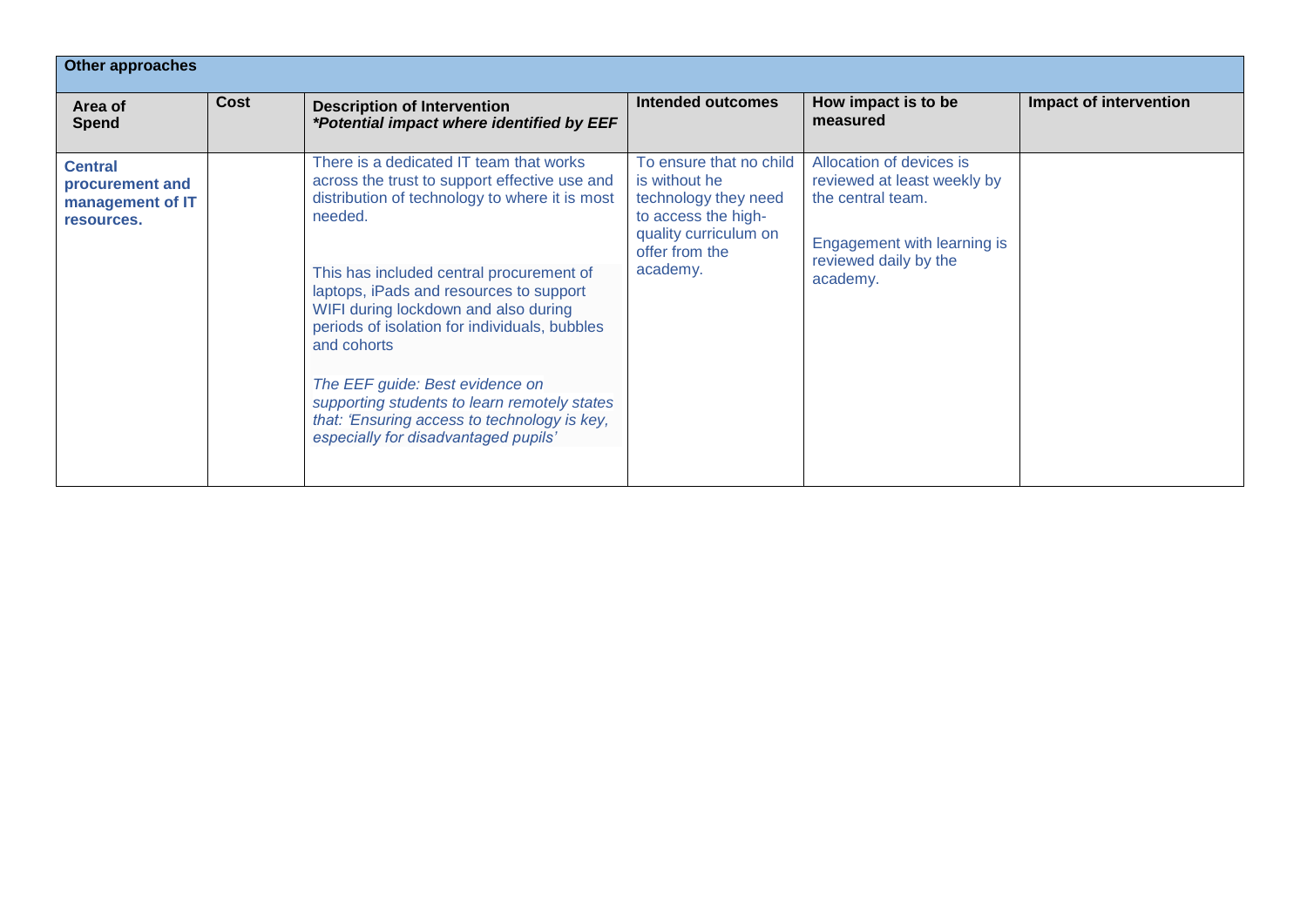| Other approaches | | | | | |
|---|---|---|---|---|---|
| **Area of Spend** | **Cost** | **Description of Intervention** ***\*Potential impact where identified by EEF*** | **Intended outcomes** | **How impact is to be measured** | **Impact of intervention** |
| **Central procurement and management of IT resources.** | | There is a dedicated IT team that works across the trust to support effective use and distribution of technology to where it is most needed.<br><br>This has included central procurement of laptops, iPads and resources to support WIFI during lockdown and also during periods of isolation for individuals, bubbles and cohorts<br><br>*The EEF guide: Best evidence on supporting students to learn remotely states that: 'Ensuring access to technology is key, especially for disadvantaged pupils'* | To ensure that no child is without he technology they need to access the high-quality curriculum on offer from the academy. | Allocation of devices is reviewed at least weekly by the central team.<br><br>Engagement with learning is reviewed daily by the academy. | |